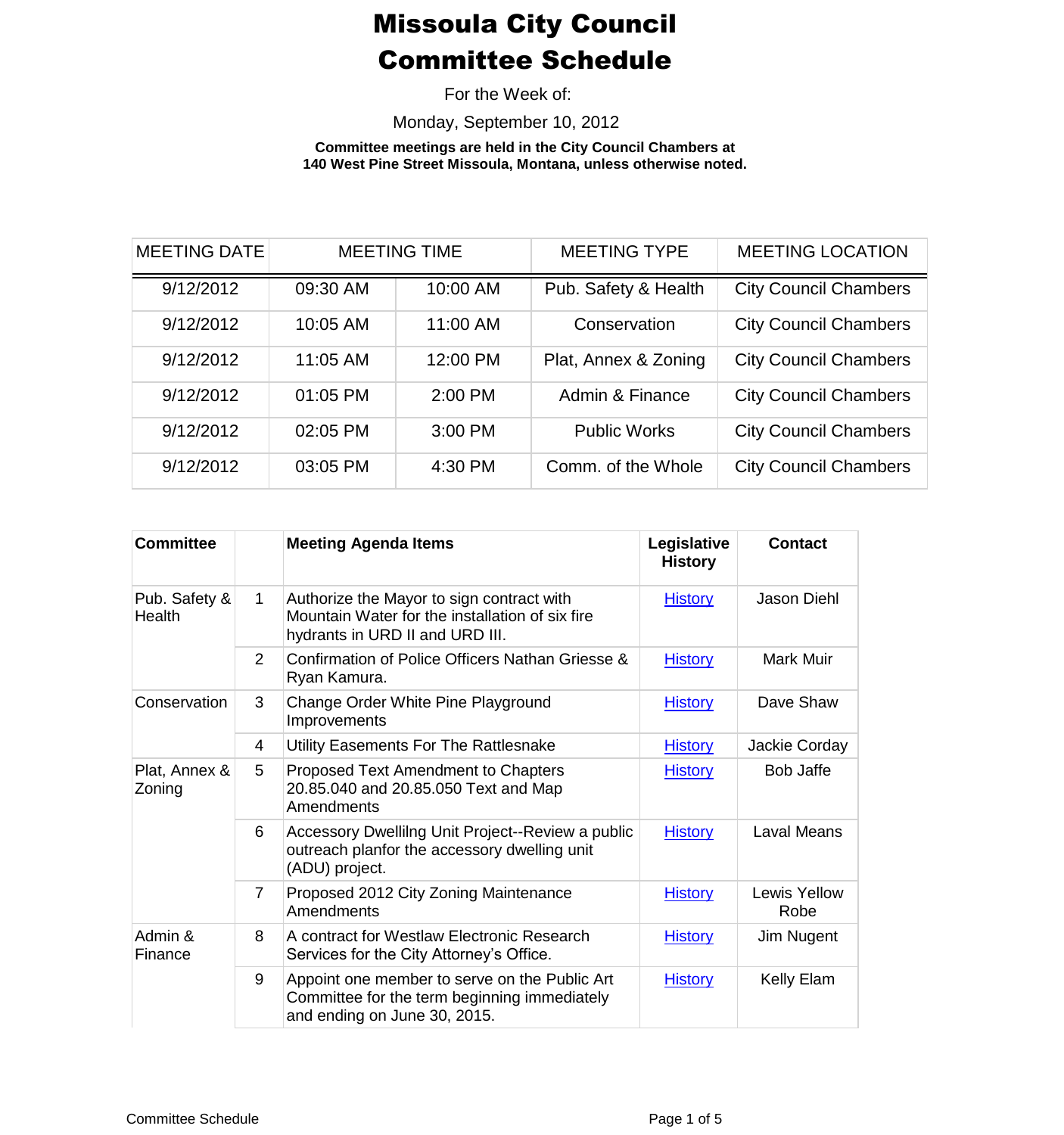# Missoula City Council Committee Schedule

For the Week of:

Monday, September 10, 2012

**Committee meetings are held in the City Council Chambers at 140 West Pine Street Missoula, Montana, unless otherwise noted.**

| MEETING DATE | MEETING TIME | | MEETING TYPE | MEETING LOCATION |
|---|---|---|---|---|
| 9/12/2012 | 09:30 AM | 10:00 AM | Pub. Safety & Health | City Council Chambers |
| 9/12/2012 | 10:05 AM | 11:00 AM | Conservation | City Council Chambers |
| 9/12/2012 | 11:05 AM | 12:00 PM | Plat, Annex & Zoning | City Council Chambers |
| 9/12/2012 | 01:05 PM | 2:00 PM | Admin & Finance | City Council Chambers |
| 9/12/2012 | 02:05 PM | 3:00 PM | Public Works | City Council Chambers |
| 9/12/2012 | 03:05 PM | 4:30 PM | Comm. of the Whole | City Council Chambers |

| Committee | | Meeting Agenda Items | Legislative History | Contact |
|---|---|---|---|---|
| Pub. Safety & Health | 1 | Authorize the Mayor to sign contract with Mountain Water for the installation of six fire hydrants in URD II and URD III. | History | Jason Diehl |
| | 2 | Confirmation of Police Officers Nathan Griesse & Ryan Kamura. | History | Mark Muir |
| Conservation | 3 | Change Order White Pine Playground Improvements | History | Dave Shaw |
| | 4 | Utility Easements For The Rattlesnake | History | Jackie Corday |
| Plat, Annex & Zoning | 5 | Proposed Text Amendment to Chapters 20.85.040 and 20.85.050 Text and Map Amendments | History | Bob Jaffe |
| | 6 | Accessory Dwellilng Unit Project--Review a public outreach planfor the accessory dwelling unit (ADU) project. | History | Laval Means |
| | 7 | Proposed 2012 City Zoning Maintenance Amendments | History | Lewis Yellow Robe |
| Admin & Finance | 8 | A contract for Westlaw Electronic Research Services for the City Attorney's Office. | History | Jim Nugent |
| | 9 | Appoint one member to serve on the Public Art Committee for the term beginning immediately and ending on June 30, 2015. | History | Kelly Elam |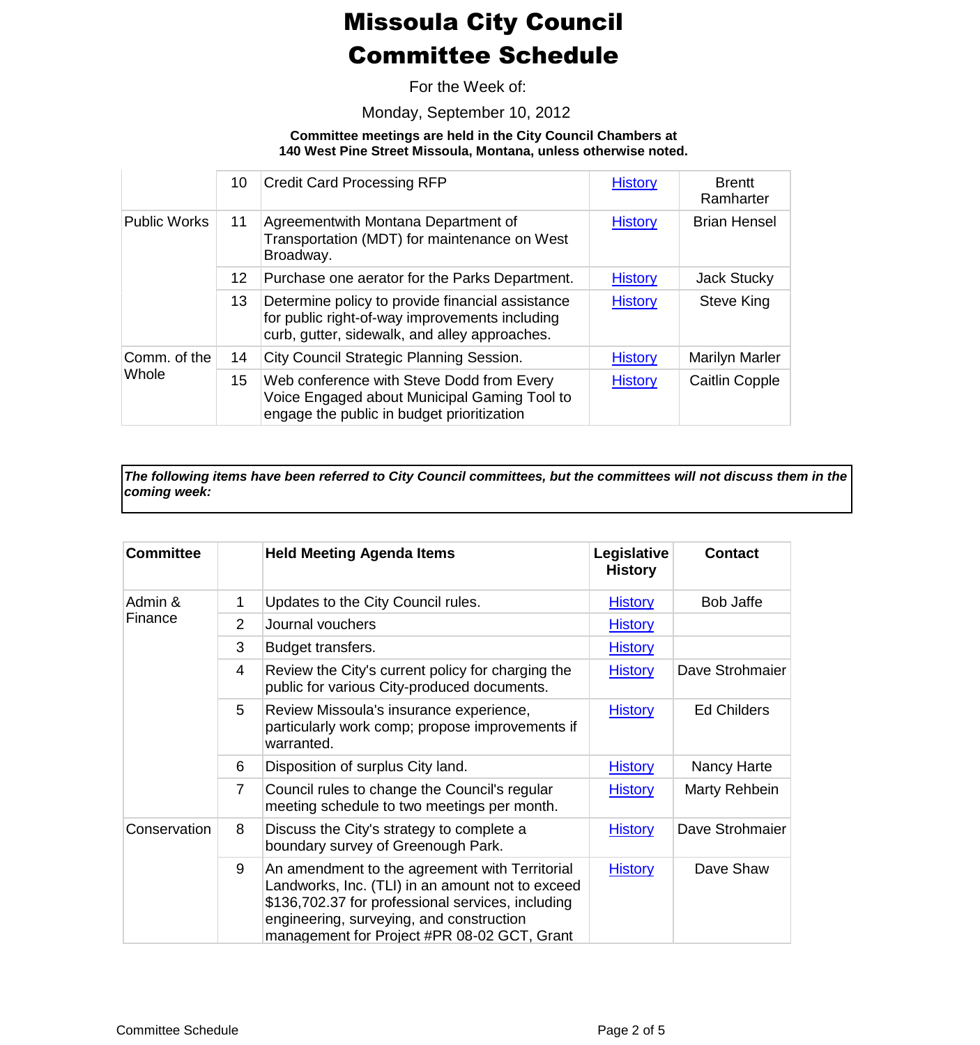# Missoula City Council
# Committee Schedule

For the Week of:

Monday, September 10, 2012

**Committee meetings are held in the City Council Chambers at 140 West Pine Street Missoula, Montana, unless otherwise noted.**

| | | | | |
|---|---|---|---|---|
| | 10 | Credit Card Processing RFP | History | Brentt Ramharter |
| Public Works | 11 | Agreementwith Montana Department of Transportation (MDT) for maintenance on West Broadway. | History | Brian Hensel |
| | 12 | Purchase one aerator for the Parks Department. | History | Jack Stucky |
| | 13 | Determine policy to provide financial assistance for public right-of-way improvements including curb, gutter, sidewalk, and alley approaches. | History | Steve King |
| Comm. of the Whole | 14 | City Council Strategic Planning Session. | History | Marilyn Marler |
| | 15 | Web conference with Steve Dodd from Every Voice Engaged about Municipal Gaming Tool to engage the public in budget prioritization | History | Caitlin Copple |

***The following items have been referred to City Council committees, but the committees will not discuss them in the coming week:***

| Committee | | Held Meeting Agenda Items | Legislative History | Contact |
|---|---|---|---|---|
| Admin & Finance | 1 | Updates to the City Council rules. | History | Bob Jaffe |
| | 2 | Journal vouchers | History | |
| | 3 | Budget transfers. | History | |
| | 4 | Review the City's current policy for charging the public for various City-produced documents. | History | Dave Strohmaier |
| | 5 | Review Missoula's insurance experience, particularly work comp; propose improvements if warranted. | History | Ed Childers |
| | 6 | Disposition of surplus City land. | History | Nancy Harte |
| | 7 | Council rules to change the Council's regular meeting schedule to two meetings per month. | History | Marty Rehbein |
| Conservation | 8 | Discuss the City's strategy to complete a boundary survey of Greenough Park. | History | Dave Strohmaier |
| | 9 | An amendment to the agreement with Territorial Landworks, Inc. (TLI) in an amount not to exceed $136,702.37 for professional services, including engineering, surveying, and construction management for Project #PR 08-02 GCT, Grant | History | Dave Shaw |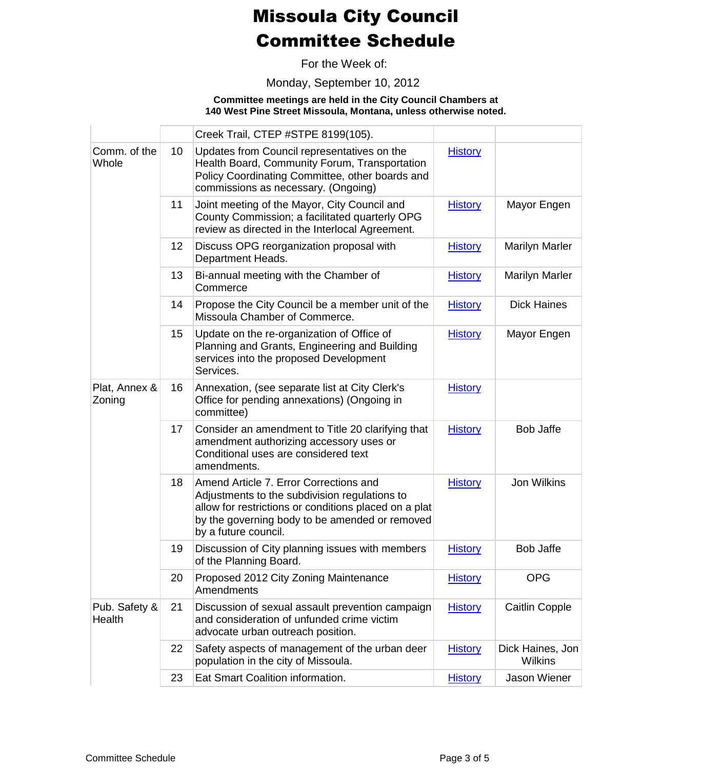# Missoula City Council Committee Schedule

For the Week of:

Monday, September 10, 2012

**Committee meetings are held in the City Council Chambers at 140 West Pine Street Missoula, Montana, unless otherwise noted.**

| | | | | |
|---|---|---|---|---|
| | | Creek Trail, CTEP #STPE 8199(105). | | |
| Comm. of the Whole | 10 | Updates from Council representatives on the Health Board, Community Forum, Transportation Policy Coordinating Committee, other boards and commissions as necessary. (Ongoing) | History | |
| | 11 | Joint meeting of the Mayor, City Council and County Commission; a facilitated quarterly OPG review as directed in the Interlocal Agreement. | History | Mayor Engen |
| | 12 | Discuss OPG reorganization proposal with Department Heads. | History | Marilyn Marler |
| | 13 | Bi-annual meeting with the Chamber of Commerce | History | Marilyn Marler |
| | 14 | Propose the City Council be a member unit of the Missoula Chamber of Commerce. | History | Dick Haines |
| | 15 | Update on the re-organization of Office of Planning and Grants, Engineering and Building services into the proposed Development Services. | History | Mayor Engen |
| Plat, Annex & Zoning | 16 | Annexation, (see separate list at City Clerk's Office for pending annexations) (Ongoing in committee) | History | |
| | 17 | Consider an amendment to Title 20 clarifying that amendment authorizing accessory uses or Conditional uses are considered text amendments. | History | Bob Jaffe |
| | 18 | Amend Article 7. Error Corrections and Adjustments to the subdivision regulations to allow for restrictions or conditions placed on a plat by the governing body to be amended or removed by a future council. | History | Jon Wilkins |
| | 19 | Discussion of City planning issues with members of the Planning Board. | History | Bob Jaffe |
| | 20 | Proposed 2012 City Zoning Maintenance Amendments | History | OPG |
| Pub. Safety & Health | 21 | Discussion of sexual assault prevention campaign and consideration of unfunded crime victim advocate urban outreach position. | History | Caitlin Copple |
| | 22 | Safety aspects of management of the urban deer population in the city of Missoula. | History | Dick Haines, Jon Wilkins |
| | 23 | Eat Smart Coalition information. | History | Jason Wiener |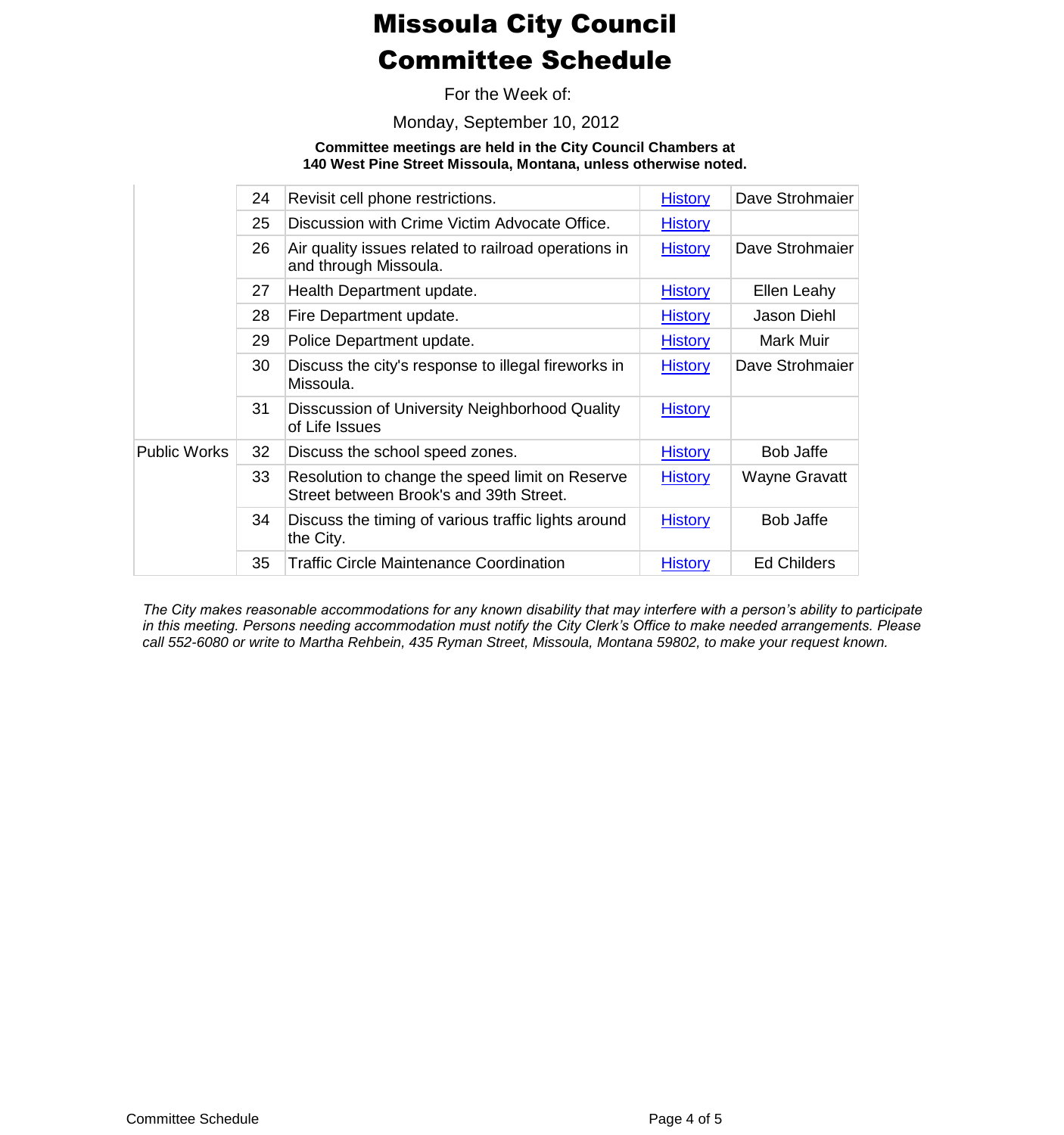# Missoula City Council
# Committee Schedule

For the Week of:

Monday, September 10, 2012

**Committee meetings are held in the City Council Chambers at 140 West Pine Street Missoula, Montana, unless otherwise noted.**

| | | | | |
|---|---|---|---|---|
| | 24 | Revisit cell phone restrictions. | History | Dave Strohmaier |
| | 25 | Discussion with Crime Victim Advocate Office. | History | |
| | 26 | Air quality issues related to railroad operations in and through Missoula. | History | Dave Strohmaier |
| | 27 | Health Department update. | History | Ellen Leahy |
| | 28 | Fire Department update. | History | Jason Diehl |
| | 29 | Police Department update. | History | Mark Muir |
| | 30 | Discuss the city's response to illegal fireworks in Missoula. | History | Dave Strohmaier |
| | 31 | Disscussion of University Neighborhood Quality of Life Issues | History | |
| Public Works | 32 | Discuss the school speed zones. | History | Bob Jaffe |
| | 33 | Resolution to change the speed limit on Reserve Street between Brook's and 39th Street. | History | Wayne Gravatt |
| | 34 | Discuss the timing of various traffic lights around the City. | History | Bob Jaffe |
| | 35 | Traffic Circle Maintenance Coordination | History | Ed Childers |

*The City makes reasonable accommodations for any known disability that may interfere with a person's ability to participate in this meeting. Persons needing accommodation must notify the City Clerk's Office to make needed arrangements. Please call 552-6080 or write to Martha Rehbein, 435 Ryman Street, Missoula, Montana 59802, to make your request known.*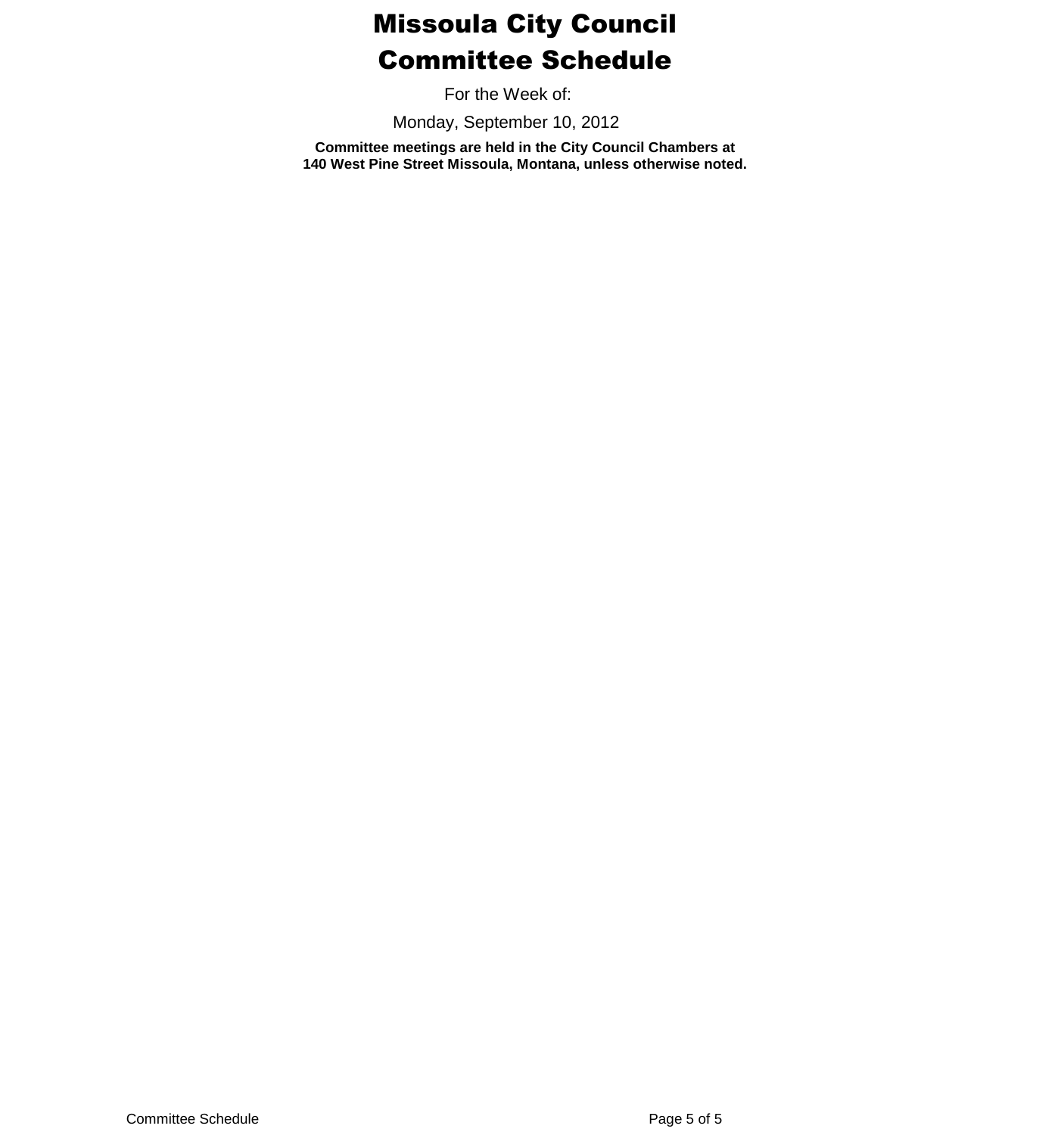# Missoula City Council
# Committee Schedule

For the Week of:

Monday, September 10, 2012

**Committee meetings are held in the City Council Chambers at 140 West Pine Street Missoula, Montana, unless otherwise noted.**